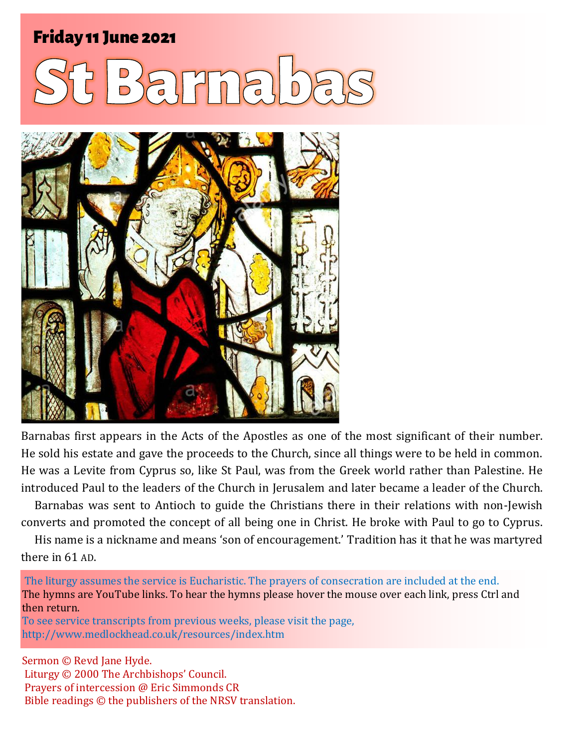**Friday 11 June 2021**

# St Barnabas

Barnabas first appears in the Acts of the Apostles as one of the most significant of their number. He sold his estate and gave the proceeds to the Church, since all things were to be held in common. He was a Levite from Cyprus so, like St Paul, was from the Greek world rather than Palestine. He introduced Paul to the leaders of the Church in Jerusalem and later became a leader of the Church.

Barnabas was sent to Antioch to guide the Christians there in their relations with non-Jewish converts and promoted the concept of all being one in Christ. He broke with Paul to go to Cyprus.

His name is a nickname and means 'son of encouragement.' Tradition has it that he was martyred there in 61 AD.

The liturgy assumes the service is Eucharistic. The prayers of consecration are included at the end.
The hymns are YouTube links. To hear the hymns please hover the mouse over each link, press Ctrl and then return.
To see service transcripts from previous weeks, please visit the page,
http://www.medlockhead.co.uk/resources/index.htm

Sermon © Revd Jane Hyde.
Liturgy © 2000 The Archbishops' Council.
Prayers of intercession @ Eric Simmonds CR
Bible readings © the publishers of the NRSV translation.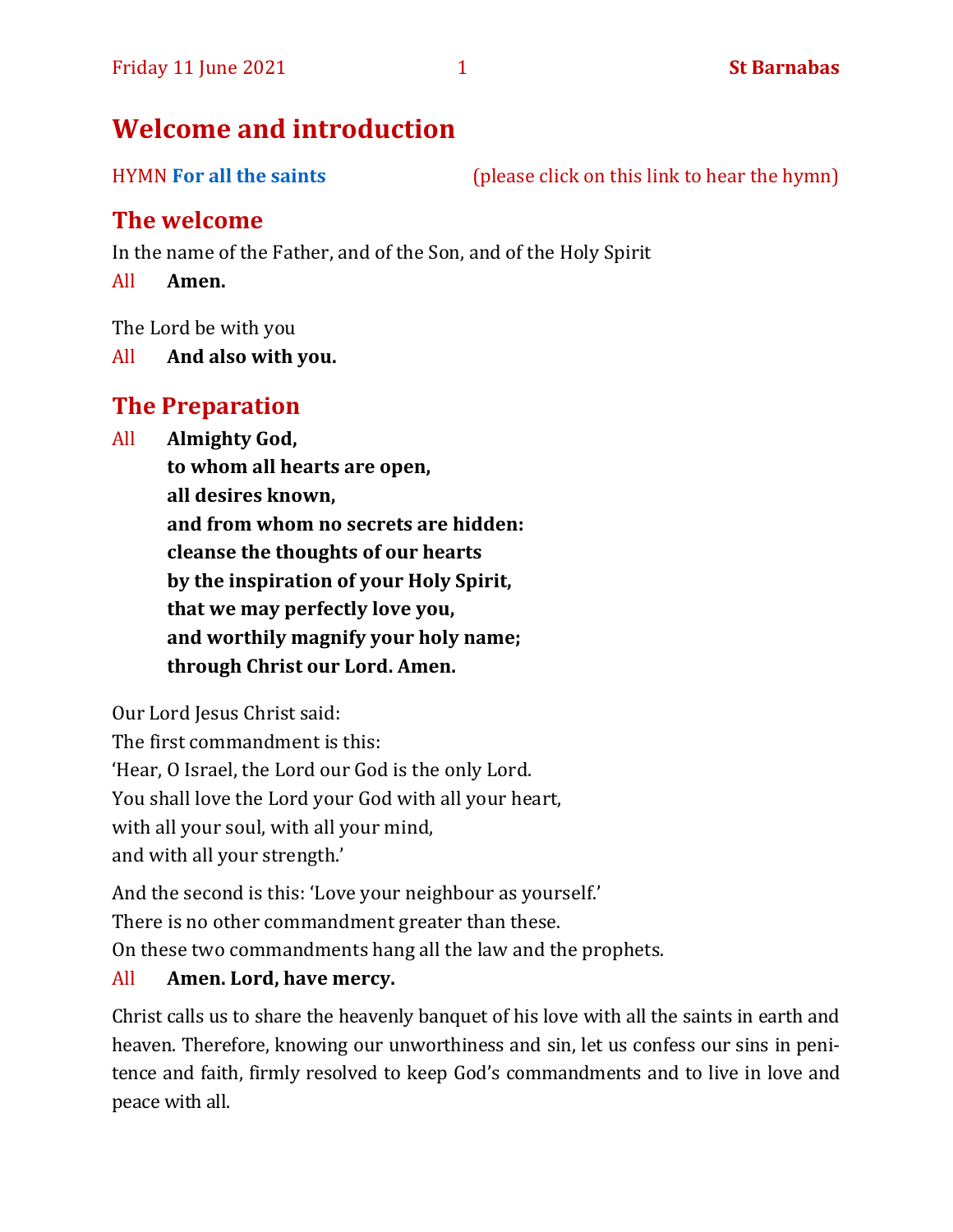# Welcome and introduction

HYMN **For all the saints** (please click on this link to hear the hymn)

## The welcome

In the name of the Father, and of the Son, and of the Holy Spirit

All **Amen.**

The Lord be with you

All **And also with you.**

## The Preparation

All **Almighty God,**
**to whom all hearts are open,**
**all desires known,**
**and from whom no secrets are hidden:**
**cleanse the thoughts of our hearts**
**by the inspiration of your Holy Spirit,**
**that we may perfectly love you,**
**and worthily magnify your holy name;**
**through Christ our Lord. Amen.**

Our Lord Jesus Christ said:
The first commandment is this:
'Hear, O Israel, the Lord our God is the only Lord.
You shall love the Lord your God with all your heart,
with all your soul, with all your mind,
and with all your strength.'

And the second is this: 'Love your neighbour as yourself.'
There is no other commandment greater than these.
On these two commandments hang all the law and the prophets.

All **Amen. Lord, have mercy.**

Christ calls us to share the heavenly banquet of his love with all the saints in earth and heaven. Therefore, knowing our unworthiness and sin, let us confess our sins in penitence and faith, firmly resolved to keep God's commandments and to live in love and peace with all.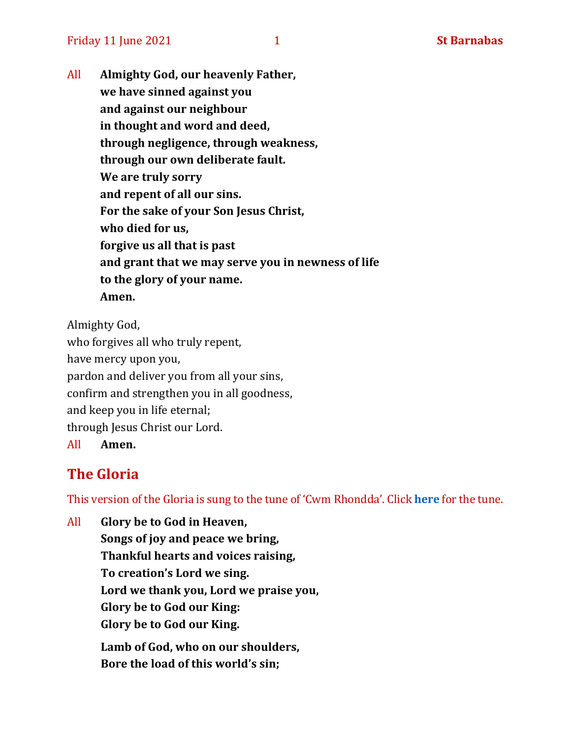All **Almighty God, our heavenly Father,**
**we have sinned against you**
**and against our neighbour**
**in thought and word and deed,**
**through negligence, through weakness,**
**through our own deliberate fault.**
**We are truly sorry**
**and repent of all our sins.**
**For the sake of your Son Jesus Christ,**
**who died for us,**
**forgive us all that is past**
**and grant that we may serve you in newness of life**
**to the glory of your name.**
**Amen.**

Almighty God,
who forgives all who truly repent,
have mercy upon you,
pardon and deliver you from all your sins,
confirm and strengthen you in all goodness,
and keep you in life eternal;
through Jesus Christ our Lord.

All **Amen.**

## The Gloria

This version of the Gloria is sung to the tune of 'Cwm Rhondda'. Click **here** for the tune.

All **Glory be to God in Heaven,**
**Songs of joy and peace we bring,**
**Thankful hearts and voices raising,**
**To creation's Lord we sing.**
**Lord we thank you, Lord we praise you,**
**Glory be to God our King:**
**Glory be to God our King.**

**Lamb of God, who on our shoulders,**
**Bore the load of this world's sin;**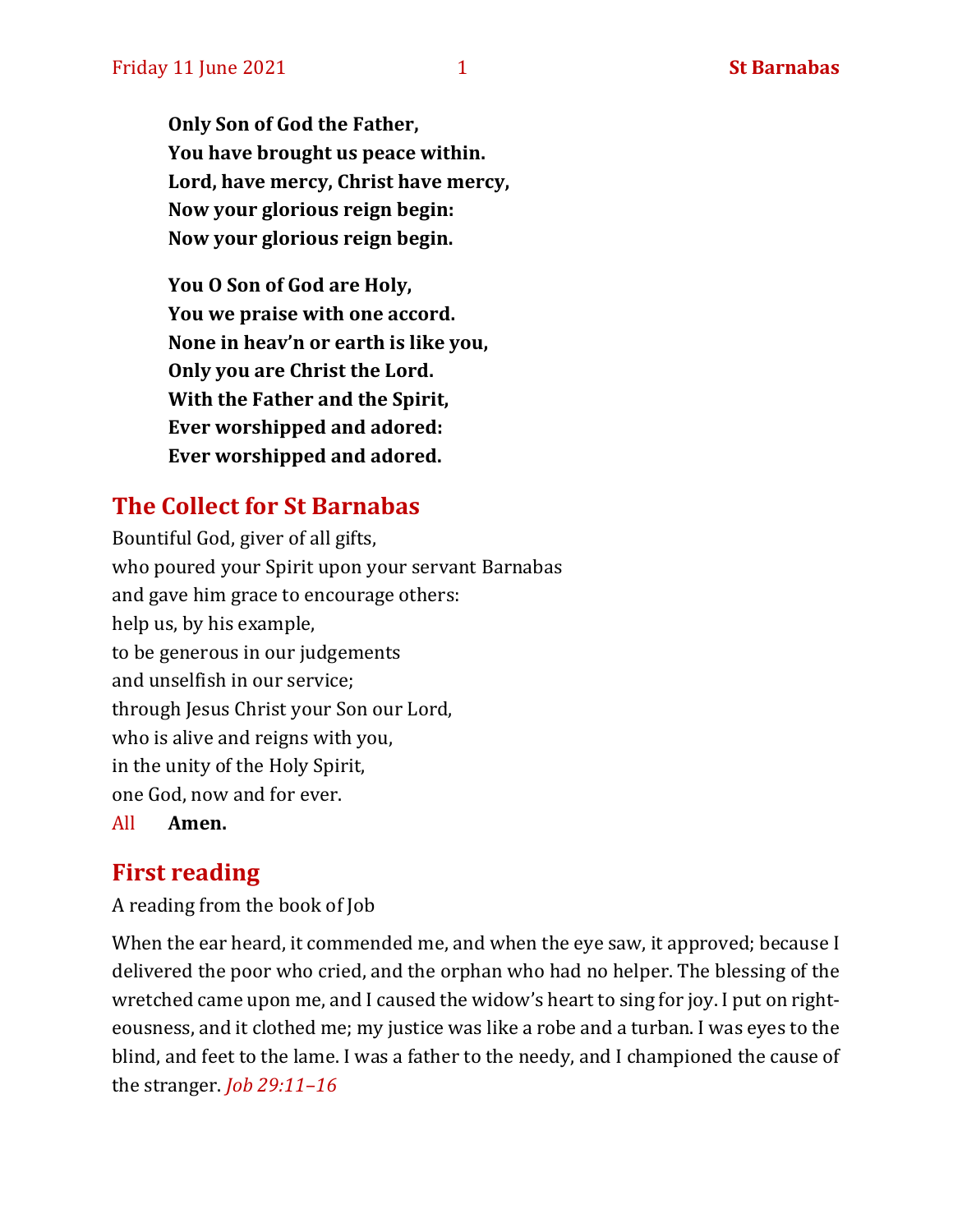**Only Son of God the Father,**
**You have brought us peace within.**
**Lord, have mercy, Christ have mercy,**
**Now your glorious reign begin:**
**Now your glorious reign begin.**

**You O Son of God are Holy,**
**You we praise with one accord.**
**None in heav'n or earth is like you,**
**Only you are Christ the Lord.**
**With the Father and the Spirit,**
**Ever worshipped and adored:**
**Ever worshipped and adored.**

## The Collect for St Barnabas

Bountiful God, giver of all gifts,
who poured your Spirit upon your servant Barnabas
and gave him grace to encourage others:
help us, by his example,
to be generous in our judgements
and unselfish in our service;
through Jesus Christ your Son our Lord,
who is alive and reigns with you,
in the unity of the Holy Spirit,
one God, now and for ever.

All **Amen.**

## First reading

A reading from the book of Job

When the ear heard, it commended me, and when the eye saw, it approved; because I delivered the poor who cried, and the orphan who had no helper. The blessing of the wretched came upon me, and I caused the widow's heart to sing for joy. I put on righteousness, and it clothed me; my justice was like a robe and a turban. I was eyes to the blind, and feet to the lame. I was a father to the needy, and I championed the cause of the stranger. *Job 29:11–16*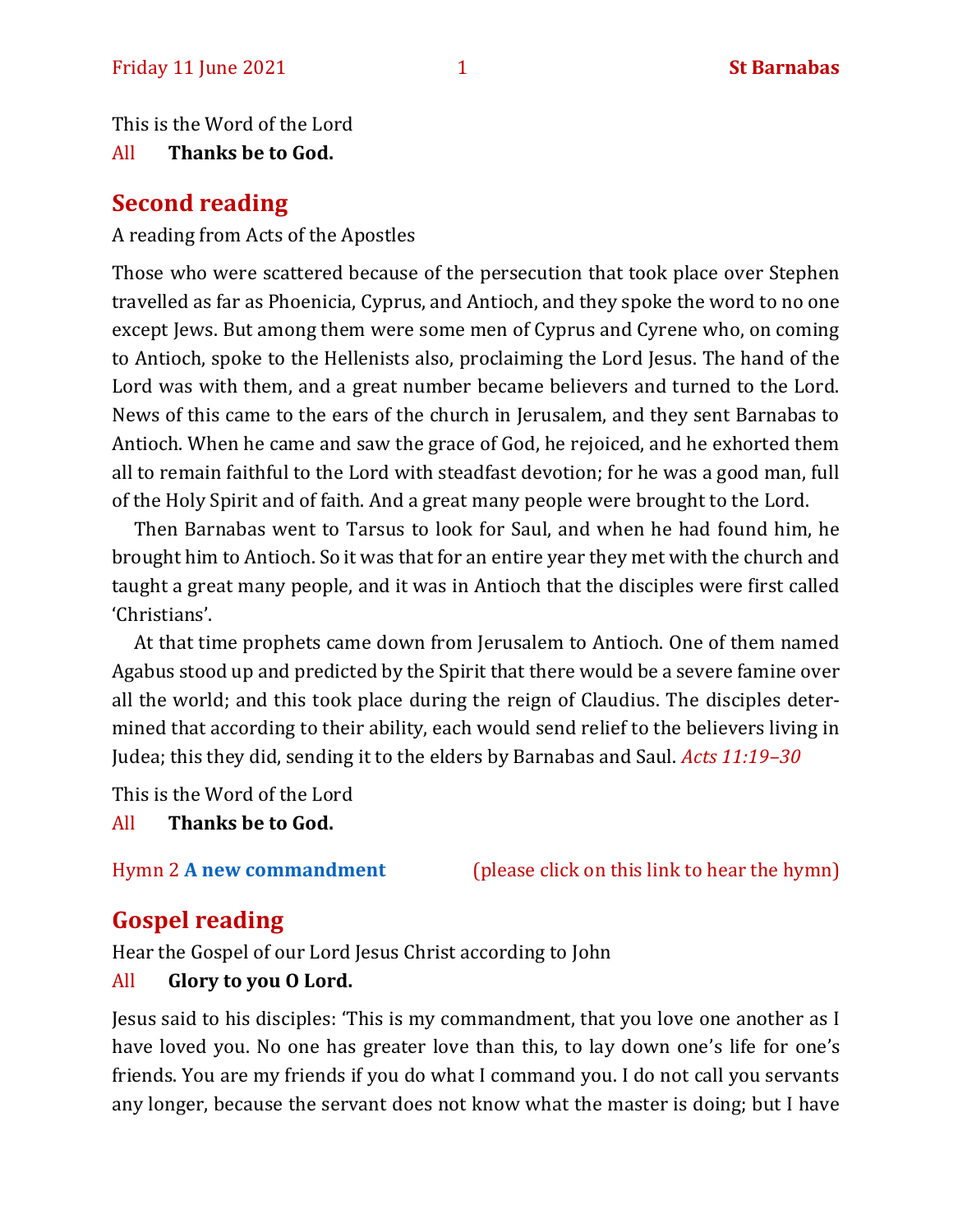This is the Word of the Lord

All **Thanks be to God.**

## Second reading

A reading from Acts of the Apostles

Those who were scattered because of the persecution that took place over Stephen travelled as far as Phoenicia, Cyprus, and Antioch, and they spoke the word to no one except Jews. But among them were some men of Cyprus and Cyrene who, on coming to Antioch, spoke to the Hellenists also, proclaiming the Lord Jesus. The hand of the Lord was with them, and a great number became believers and turned to the Lord. News of this came to the ears of the church in Jerusalem, and they sent Barnabas to Antioch. When he came and saw the grace of God, he rejoiced, and he exhorted them all to remain faithful to the Lord with steadfast devotion; for he was a good man, full of the Holy Spirit and of faith. And a great many people were brought to the Lord.

Then Barnabas went to Tarsus to look for Saul, and when he had found him, he brought him to Antioch. So it was that for an entire year they met with the church and taught a great many people, and it was in Antioch that the disciples were first called 'Christians'.

At that time prophets came down from Jerusalem to Antioch. One of them named Agabus stood up and predicted by the Spirit that there would be a severe famine over all the world; and this took place during the reign of Claudius. The disciples determined that according to their ability, each would send relief to the believers living in Judea; this they did, sending it to the elders by Barnabas and Saul. *Acts 11:19–30*

This is the Word of the Lord

All **Thanks be to God.**

Hymn 2 **A new commandment** (please click on this link to hear the hymn)

## Gospel reading

Hear the Gospel of our Lord Jesus Christ according to John

All **Glory to you O Lord.**

Jesus said to his disciples: 'This is my commandment, that you love one another as I have loved you. No one has greater love than this, to lay down one's life for one's friends. You are my friends if you do what I command you. I do not call you servants any longer, because the servant does not know what the master is doing; but I have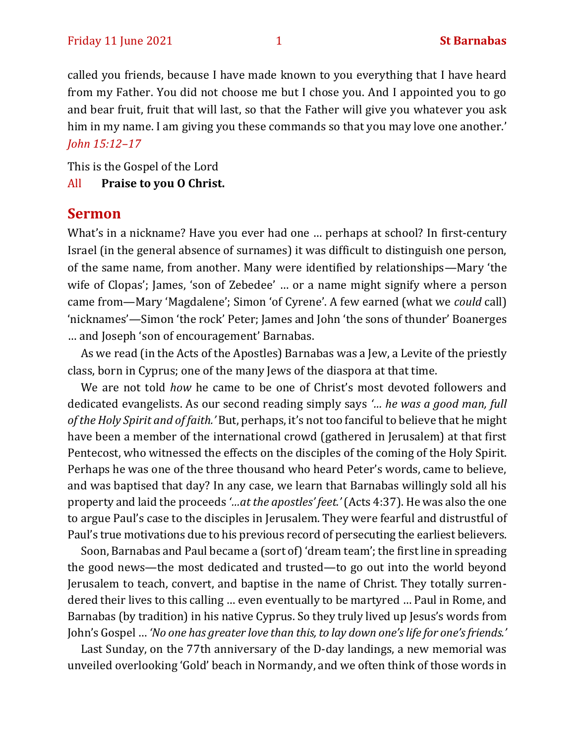called you friends, because I have made known to you everything that I have heard from my Father. You did not choose me but I chose you. And I appointed you to go and bear fruit, fruit that will last, so that the Father will give you whatever you ask him in my name. I am giving you these commands so that you may love one another.' *John 15:12–17*

This is the Gospel of the Lord

All **Praise to you O Christ.**

## Sermon

What's in a nickname? Have you ever had one … perhaps at school? In first-century Israel (in the general absence of surnames) it was difficult to distinguish one person, of the same name, from another. Many were identified by relationships—Mary 'the wife of Clopas'; James, 'son of Zebedee' … or a name might signify where a person came from—Mary 'Magdalene'; Simon 'of Cyrene'. A few earned (what we *could* call) 'nicknames'—Simon 'the rock' Peter; James and John 'the sons of thunder' Boanerges … and Joseph 'son of encouragement' Barnabas.

As we read (in the Acts of the Apostles) Barnabas was a Jew, a Levite of the priestly class, born in Cyprus; one of the many Jews of the diaspora at that time.

We are not told *how* he came to be one of Christ's most devoted followers and dedicated evangelists. As our second reading simply says *'… he was a good man, full of the Holy Spirit and of faith.'* But, perhaps, it's not too fanciful to believe that he might have been a member of the international crowd (gathered in Jerusalem) at that first Pentecost, who witnessed the effects on the disciples of the coming of the Holy Spirit. Perhaps he was one of the three thousand who heard Peter's words, came to believe, and was baptised that day? In any case, we learn that Barnabas willingly sold all his property and laid the proceeds *'…at the apostles' feet.'* (Acts 4:37). He was also the one to argue Paul's case to the disciples in Jerusalem. They were fearful and distrustful of Paul's true motivations due to his previous record of persecuting the earliest believers.

Soon, Barnabas and Paul became a (sort of) 'dream team'; the first line in spreading the good news—the most dedicated and trusted—to go out into the world beyond Jerusalem to teach, convert, and baptise in the name of Christ. They totally surrendered their lives to this calling … even eventually to be martyred … Paul in Rome, and Barnabas (by tradition) in his native Cyprus. So they truly lived up Jesus's words from John's Gospel … *'No one has greater love than this, to lay down one's life for one's friends.'*

Last Sunday, on the 77th anniversary of the D-day landings, a new memorial was unveiled overlooking 'Gold' beach in Normandy, and we often think of those words in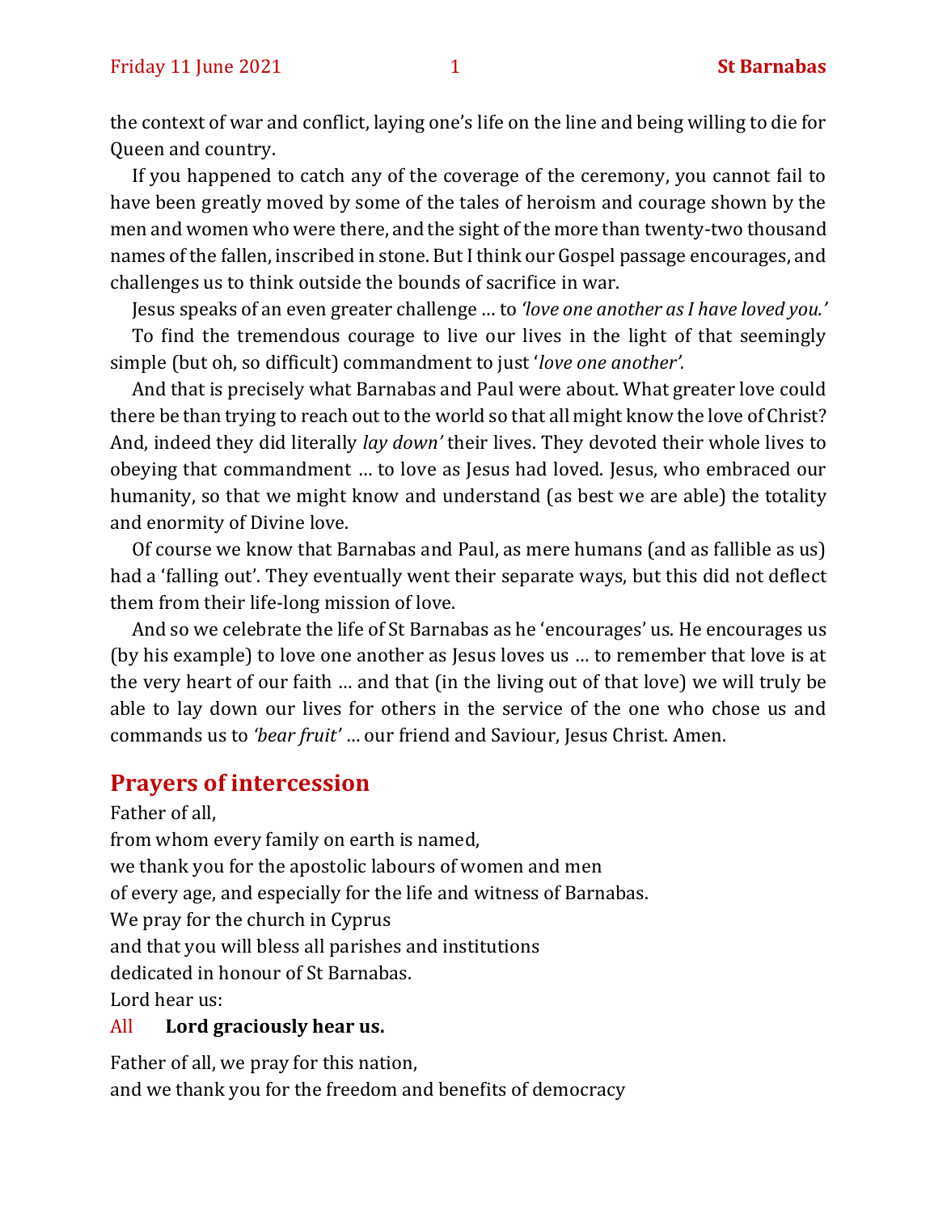the context of war and conflict, laying one's life on the line and being willing to die for Queen and country.

If you happened to catch any of the coverage of the ceremony, you cannot fail to have been greatly moved by some of the tales of heroism and courage shown by the men and women who were there, and the sight of the more than twenty-two thousand names of the fallen, inscribed in stone. But I think our Gospel passage encourages, and challenges us to think outside the bounds of sacrifice in war.

Jesus speaks of an even greater challenge … to *'love one another as I have loved you.'*

To find the tremendous courage to live our lives in the light of that seemingly simple (but oh, so difficult) commandment to just '*love one another'.*

And that is precisely what Barnabas and Paul were about. What greater love could there be than trying to reach out to the world so that all might know the love of Christ? And, indeed they did literally *lay down'* their lives. They devoted their whole lives to obeying that commandment … to love as Jesus had loved. Jesus, who embraced our humanity, so that we might know and understand (as best we are able) the totality and enormity of Divine love.

Of course we know that Barnabas and Paul, as mere humans (and as fallible as us) had a 'falling out'. They eventually went their separate ways, but this did not deflect them from their life-long mission of love.

And so we celebrate the life of St Barnabas as he 'encourages' us. He encourages us (by his example) to love one another as Jesus loves us … to remember that love is at the very heart of our faith … and that (in the living out of that love) we will truly be able to lay down our lives for others in the service of the one who chose us and commands us to *'bear fruit'* … our friend and Saviour, Jesus Christ. Amen.

## Prayers of intercession

Father of all,
from whom every family on earth is named,
we thank you for the apostolic labours of women and men
of every age, and especially for the life and witness of Barnabas.
We pray for the church in Cyprus
and that you will bless all parishes and institutions
dedicated in honour of St Barnabas.
Lord hear us:

All **Lord graciously hear us.**

Father of all, we pray for this nation,
and we thank you for the freedom and benefits of democracy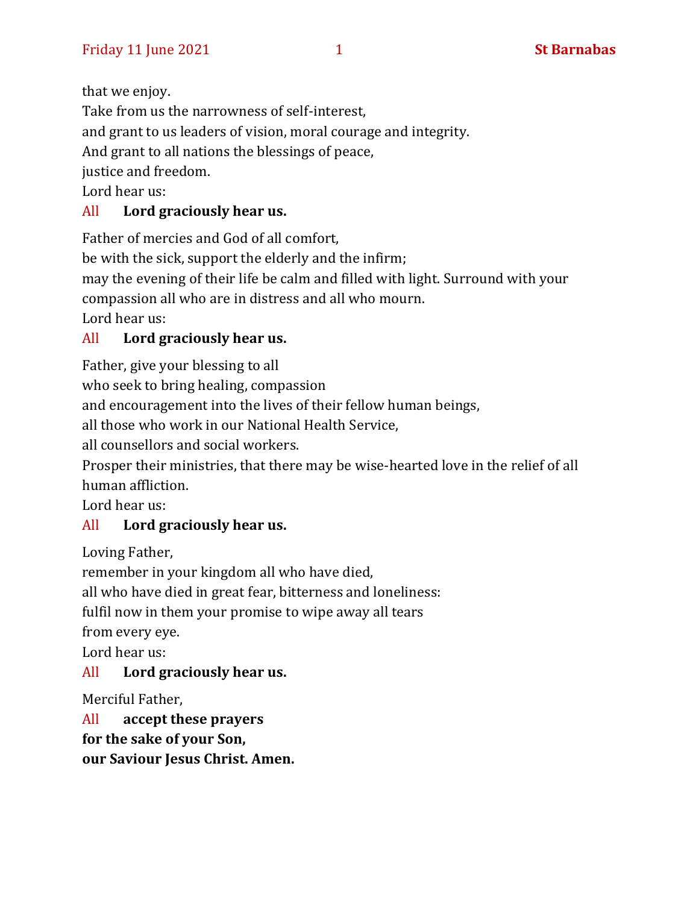that we enjoy.
Take from us the narrowness of self-interest,
and grant to us leaders of vision, moral courage and integrity.
And grant to all nations the blessings of peace,
justice and freedom.
Lord hear us:

All **Lord graciously hear us.**

Father of mercies and God of all comfort,
be with the sick, support the elderly and the infirm;
may the evening of their life be calm and filled with light. Surround with your compassion all who are in distress and all who mourn.
Lord hear us:

All **Lord graciously hear us.**

Father, give your blessing to all
who seek to bring healing, compassion
and encouragement into the lives of their fellow human beings,
all those who work in our National Health Service,
all counsellors and social workers.
Prosper their ministries, that there may be wise-hearted love in the relief of all human affliction.
Lord hear us:

All **Lord graciously hear us.**

Loving Father,
remember in your kingdom all who have died,
all who have died in great fear, bitterness and loneliness:
fulfil now in them your promise to wipe away all tears
from every eye.
Lord hear us:

All **Lord graciously hear us.**

Merciful Father,

All **accept these prayers**
**for the sake of your Son,**
**our Saviour Jesus Christ. Amen.**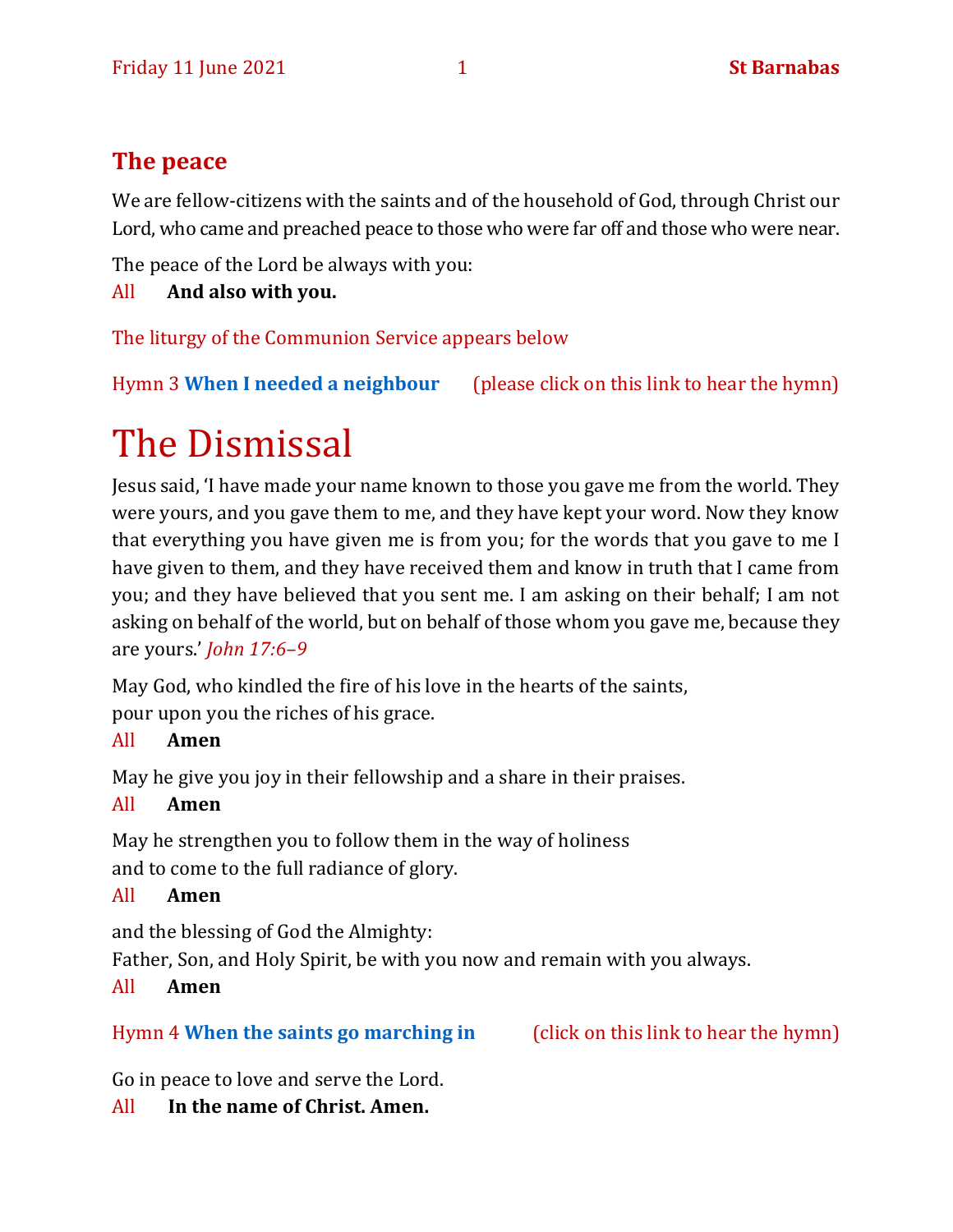## The peace

We are fellow-citizens with the saints and of the household of God, through Christ our Lord, who came and preached peace to those who were far off and those who were near.

The peace of the Lord be always with you:

All **And also with you.**

The liturgy of the Communion Service appears below

Hymn 3 **When I needed a neighbour** (please click on this link to hear the hymn)

# The Dismissal

Jesus said, 'I have made your name known to those you gave me from the world. They were yours, and you gave them to me, and they have kept your word. Now they know that everything you have given me is from you; for the words that you gave to me I have given to them, and they have received them and know in truth that I came from you; and they have believed that you sent me. I am asking on their behalf; I am not asking on behalf of the world, but on behalf of those whom you gave me, because they are yours.' *John 17:6–9*

May God, who kindled the fire of his love in the hearts of the saints,
pour upon you the riches of his grace.

All **Amen**

May he give you joy in their fellowship and a share in their praises.

All **Amen**

May he strengthen you to follow them in the way of holiness
and to come to the full radiance of glory.

All **Amen**

and the blessing of God the Almighty:
Father, Son, and Holy Spirit, be with you now and remain with you always.

All **Amen**

Hymn 4 **When the saints go marching in** (click on this link to hear the hymn)

Go in peace to love and serve the Lord.

All **In the name of Christ. Amen.**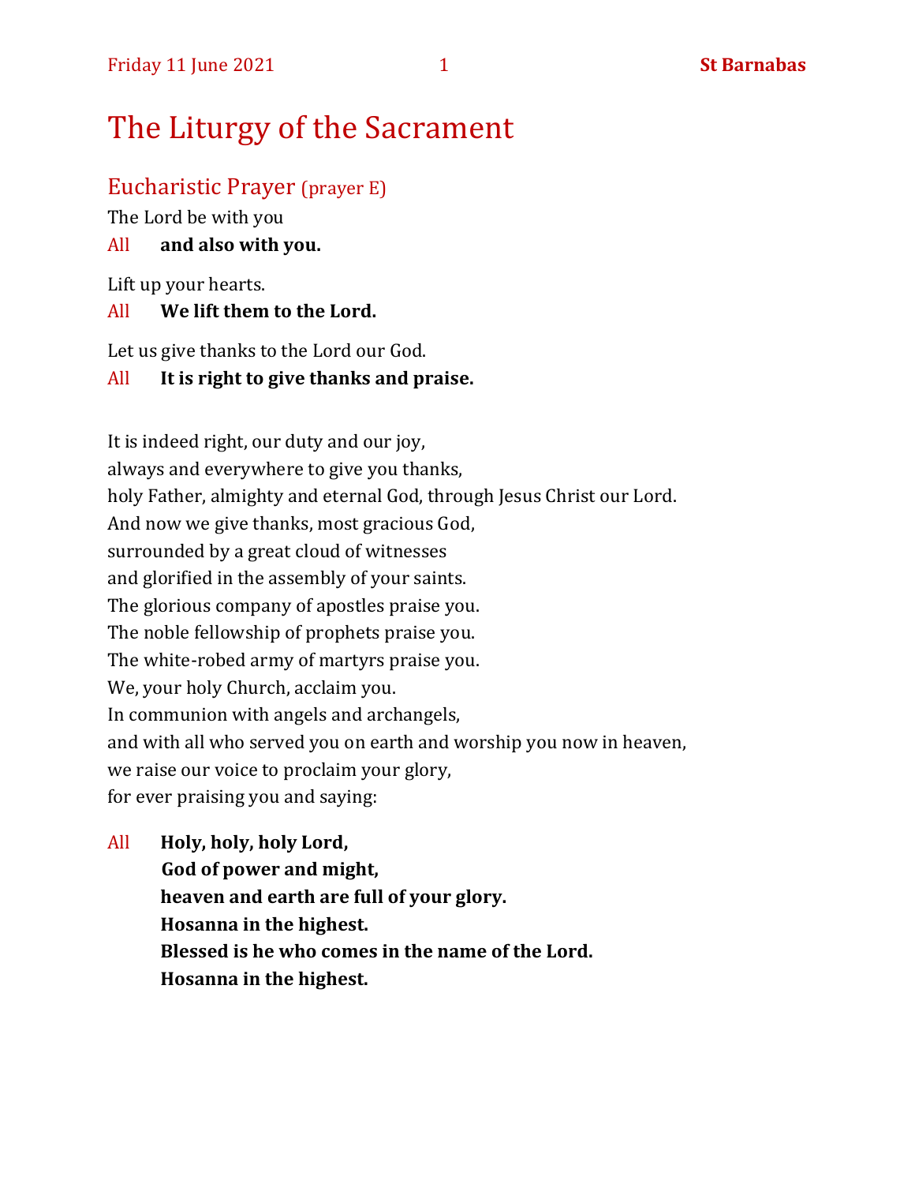# The Liturgy of the Sacrament

## Eucharistic Prayer (prayer E)

The Lord be with you

All **and also with you.**

Lift up your hearts.

All **We lift them to the Lord.**

Let us give thanks to the Lord our God.

All **It is right to give thanks and praise.**

It is indeed right, our duty and our joy,
always and everywhere to give you thanks,
holy Father, almighty and eternal God, through Jesus Christ our Lord.
And now we give thanks, most gracious God,
surrounded by a great cloud of witnesses
and glorified in the assembly of your saints.
The glorious company of apostles praise you.
The noble fellowship of prophets praise you.
The white-robed army of martyrs praise you.
We, your holy Church, acclaim you.
In communion with angels and archangels,
and with all who served you on earth and worship you now in heaven,
we raise our voice to proclaim your glory,
for ever praising you and saying:

All **Holy, holy, holy Lord,**
**God of power and might,**
**heaven and earth are full of your glory.**
**Hosanna in the highest.**
**Blessed is he who comes in the name of the Lord.**
**Hosanna in the highest.**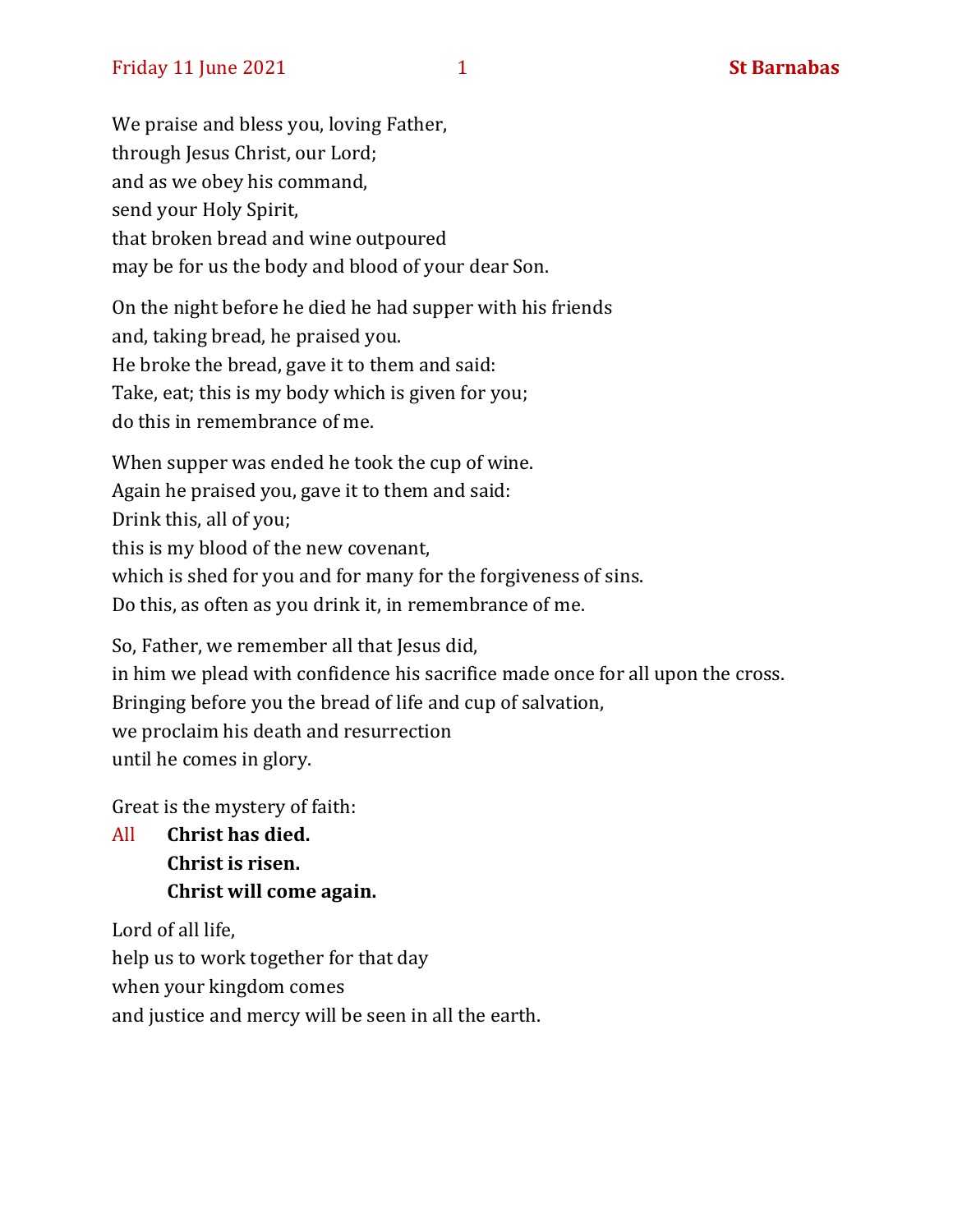We praise and bless you, loving Father,
through Jesus Christ, our Lord;
and as we obey his command,
send your Holy Spirit,
that broken bread and wine outpoured
may be for us the body and blood of your dear Son.

On the night before he died he had supper with his friends
and, taking bread, he praised you.
He broke the bread, gave it to them and said:
Take, eat; this is my body which is given for you;
do this in remembrance of me.

When supper was ended he took the cup of wine.
Again he praised you, gave it to them and said:
Drink this, all of you;
this is my blood of the new covenant,
which is shed for you and for many for the forgiveness of sins.
Do this, as often as you drink it, in remembrance of me.

So, Father, we remember all that Jesus did,
in him we plead with confidence his sacrifice made once for all upon the cross.
Bringing before you the bread of life and cup of salvation,
we proclaim his death and resurrection
until he comes in glory.

Great is the mystery of faith:

All **Christ has died.**
**Christ is risen.**
**Christ will come again.**

Lord of all life,
help us to work together for that day
when your kingdom comes
and justice and mercy will be seen in all the earth.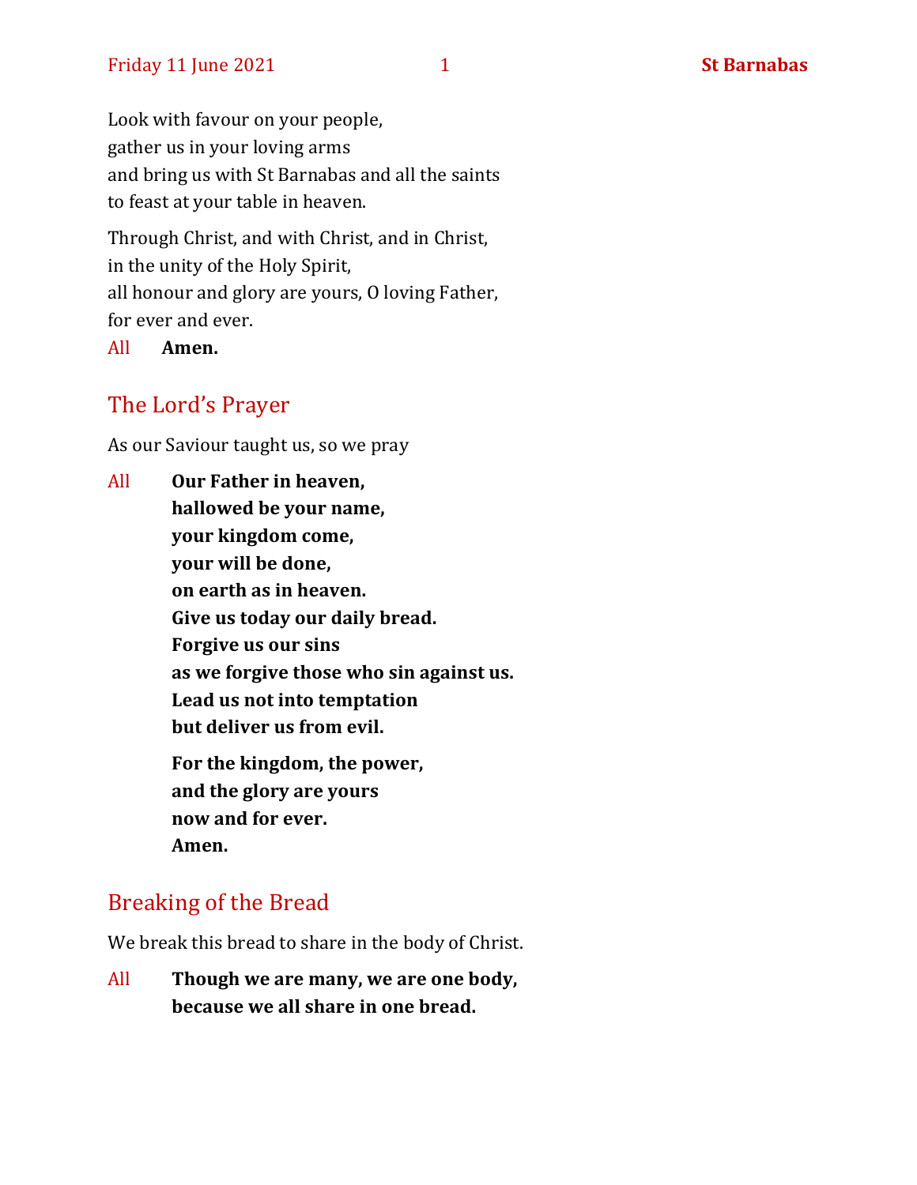Look with favour on your people,
gather us in your loving arms
and bring us with St Barnabas and all the saints
to feast at your table in heaven.

Through Christ, and with Christ, and in Christ,
in the unity of the Holy Spirit,
all honour and glory are yours, O loving Father,
for ever and ever.

All **Amen.**

## The Lord's Prayer

As our Saviour taught us, so we pray

All **Our Father in heaven,**
**hallowed be your name,**
**your kingdom come,**
**your will be done,**
**on earth as in heaven.**
**Give us today our daily bread.**
**Forgive us our sins**
**as we forgive those who sin against us.**
**Lead us not into temptation**
**but deliver us from evil.**

**For the kingdom, the power,**
**and the glory are yours**
**now and for ever.**
**Amen.**

## Breaking of the Bread

We break this bread to share in the body of Christ.

All **Though we are many, we are one body,**
**because we all share in one bread.**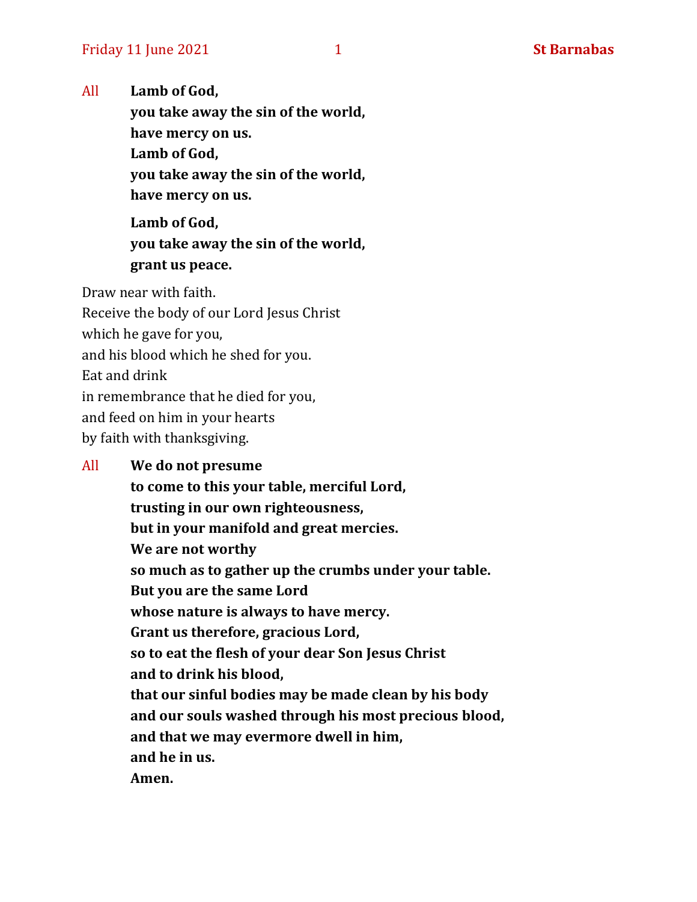All **Lamb of God,**
**you take away the sin of the world,**
**have mercy on us.**
**Lamb of God,**
**you take away the sin of the world,**
**have mercy on us.**

**Lamb of God,**
**you take away the sin of the world,**
**grant us peace.**

Draw near with faith.
Receive the body of our Lord Jesus Christ
which he gave for you,
and his blood which he shed for you.
Eat and drink
in remembrance that he died for you,
and feed on him in your hearts
by faith with thanksgiving.

All **We do not presume**
**to come to this your table, merciful Lord,**
**trusting in our own righteousness,**
**but in your manifold and great mercies.**
**We are not worthy**
**so much as to gather up the crumbs under your table.**
**But you are the same Lord**
**whose nature is always to have mercy.**
**Grant us therefore, gracious Lord,**
**so to eat the flesh of your dear Son Jesus Christ**
**and to drink his blood,**
**that our sinful bodies may be made clean by his body**
**and our souls washed through his most precious blood,**
**and that we may evermore dwell in him,**
**and he in us.**
**Amen.**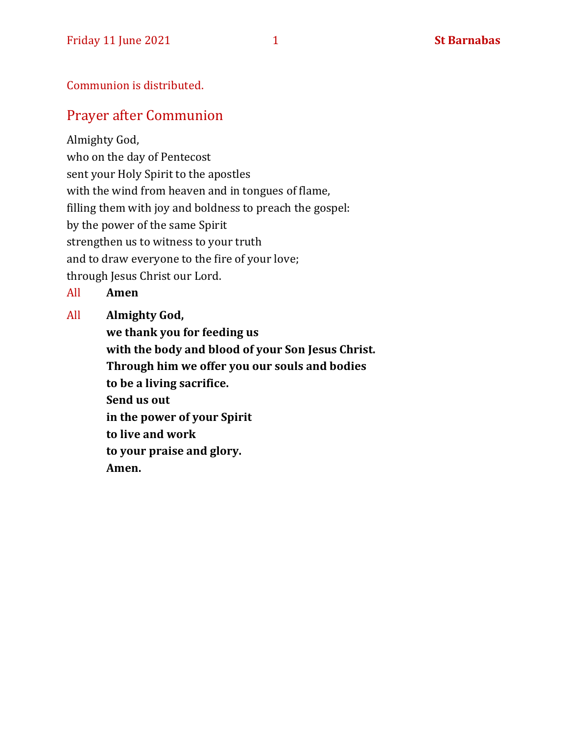Communion is distributed.

## Prayer after Communion

Almighty God,
who on the day of Pentecost
sent your Holy Spirit to the apostles
with the wind from heaven and in tongues of flame,
filling them with joy and boldness to preach the gospel:
by the power of the same Spirit
strengthen us to witness to your truth
and to draw everyone to the fire of your love;
through Jesus Christ our Lord.

All **Amen**

All **Almighty God,**
**we thank you for feeding us**
**with the body and blood of your Son Jesus Christ.**
**Through him we offer you our souls and bodies**
**to be a living sacrifice.**
**Send us out**
**in the power of your Spirit**
**to live and work**
**to your praise and glory.**
**Amen.**